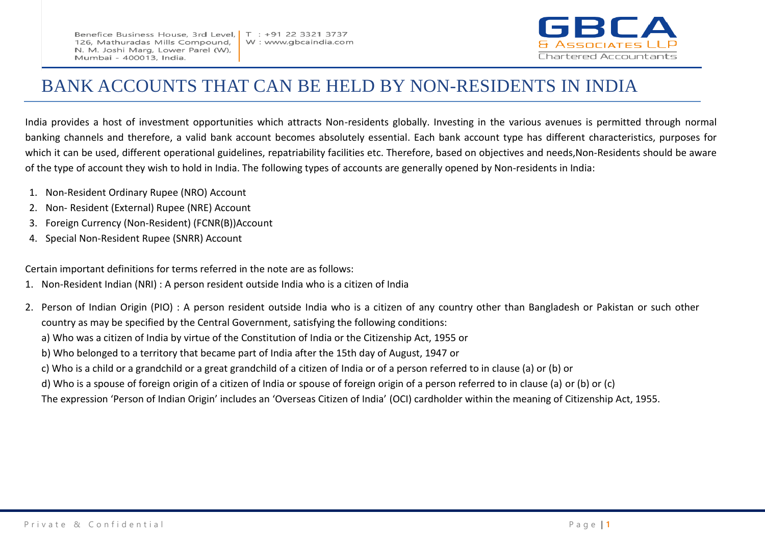# BANK ACCOUNTS THAT CAN BE HELD BY NON-RESIDENTS IN INDIA

India provides a host of investment opportunities which attracts Non-residents globally. Investing in the various avenues is permitted through normal banking channels and therefore, a valid bank account becomes absolutely essential. Each bank account type has different characteristics, purposes for which it can be used, different operational guidelines, repatriability facilities etc. Therefore, based on objectives and needs,Non-Residents should be aware of the type of account they wish to hold in India. The following types of accounts are generally opened by Non-residents in India:

1. Non-Resident Ordinary Rupee (NRO) Account
2. Non- Resident (External) Rupee (NRE) Account
3. Foreign Currency (Non-Resident) (FCNR(B))Account
4. Special Non-Resident Rupee (SNRR) Account

Certain important definitions for terms referred in the note are as follows:

1. Non-Resident Indian (NRI) : A person resident outside India who is a citizen of India
2. Person of Indian Origin (PIO) : A person resident outside India who is a citizen of any country other than Bangladesh or Pakistan or such other country as may be specified by the Central Government, satisfying the following conditions:

   a) Who was a citizen of India by virtue of the Constitution of India or the Citizenship Act, 1955 or

   b) Who belonged to a territory that became part of India after the 15th day of August, 1947 or

   c) Who is a child or a grandchild or a great grandchild of a citizen of India or of a person referred to in clause (a) or (b) or

   d) Who is a spouse of foreign origin of a citizen of India or spouse of foreign origin of a person referred to in clause (a) or (b) or (c)

   The expression 'Person of Indian Origin' includes an 'Overseas Citizen of India' (OCI) cardholder within the meaning of Citizenship Act, 1955.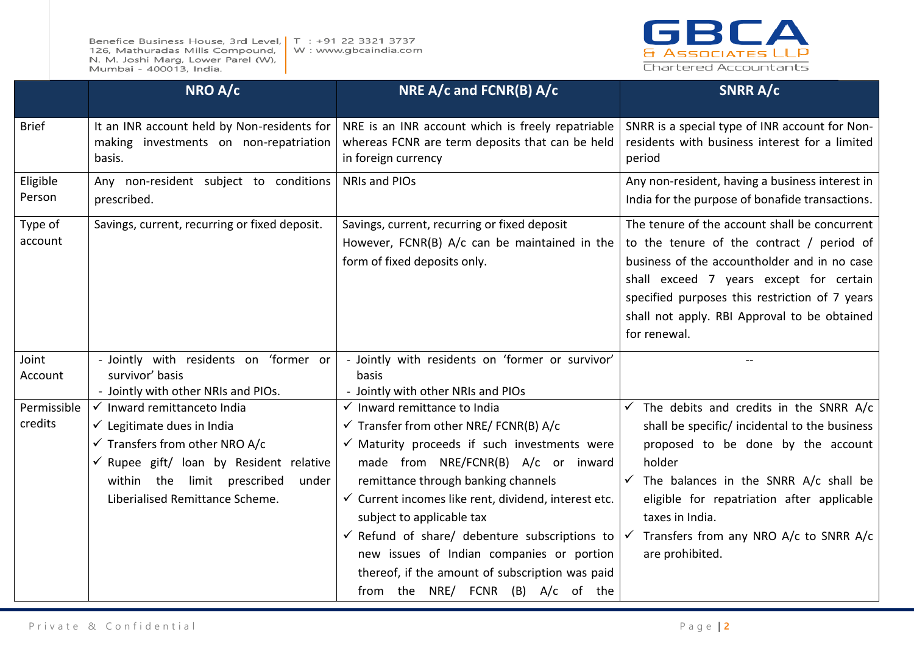| | NRO A/c | NRE A/c and FCNR(B) A/c | SNRR A/c |
|---|---|---|---|
| Brief | It an INR account held by Non-residents for making investments on non-repatriation basis. | NRE is an INR account which is freely repatriable whereas FCNR are term deposits that can be held in foreign currency | SNRR is a special type of INR account for Non-residents with business interest for a limited period |
| Eligible Person | Any non-resident subject to conditions prescribed. | NRIs and PIOs | Any non-resident, having a business interest in India for the purpose of bonafide transactions. |
| Type of account | Savings, current, recurring or fixed deposit. | Savings, current, recurring or fixed deposit<br>However, FCNR(B) A/c can be maintained in the form of fixed deposits only. | The tenure of the account shall be concurrent to the tenure of the contract / period of business of the accountholder and in no case shall exceed 7 years except for certain specified purposes this restriction of 7 years shall not apply. RBI Approval to be obtained for renewal. |
| Joint Account | - Jointly with residents on 'former or survivor' basis<br>- Jointly with other NRIs and PIOs. | - Jointly with residents on 'former or survivor' basis<br>- Jointly with other NRIs and PIOs | -- |
| Permissible credits | ✓ Inward remittanceto India<br>✓ Legitimate dues in India<br>✓ Transfers from other NRO A/c<br>✓ Rupee gift/ loan by Resident relative within the limit prescribed under Liberialised Remittance Scheme. | ✓ Inward remittance to India<br>✓ Transfer from other NRE/ FCNR(B) A/c<br>✓ Maturity proceeds if such investments were made from NRE/FCNR(B) A/c or inward remittance through banking channels<br>✓ Current incomes like rent, dividend, interest etc. subject to applicable tax<br>✓ Refund of share/ debenture subscriptions to new issues of Indian companies or portion thereof, if the amount of subscription was paid from the NRE/ FCNR (B) A/c of the | ✓ The debits and credits in the SNRR A/c shall be specific/ incidental to the business proposed to be done by the account holder<br>✓ The balances in the SNRR A/c shall be eligible for repatriation after applicable taxes in India.<br>✓ Transfers from any NRO A/c to SNRR A/c are prohibited. |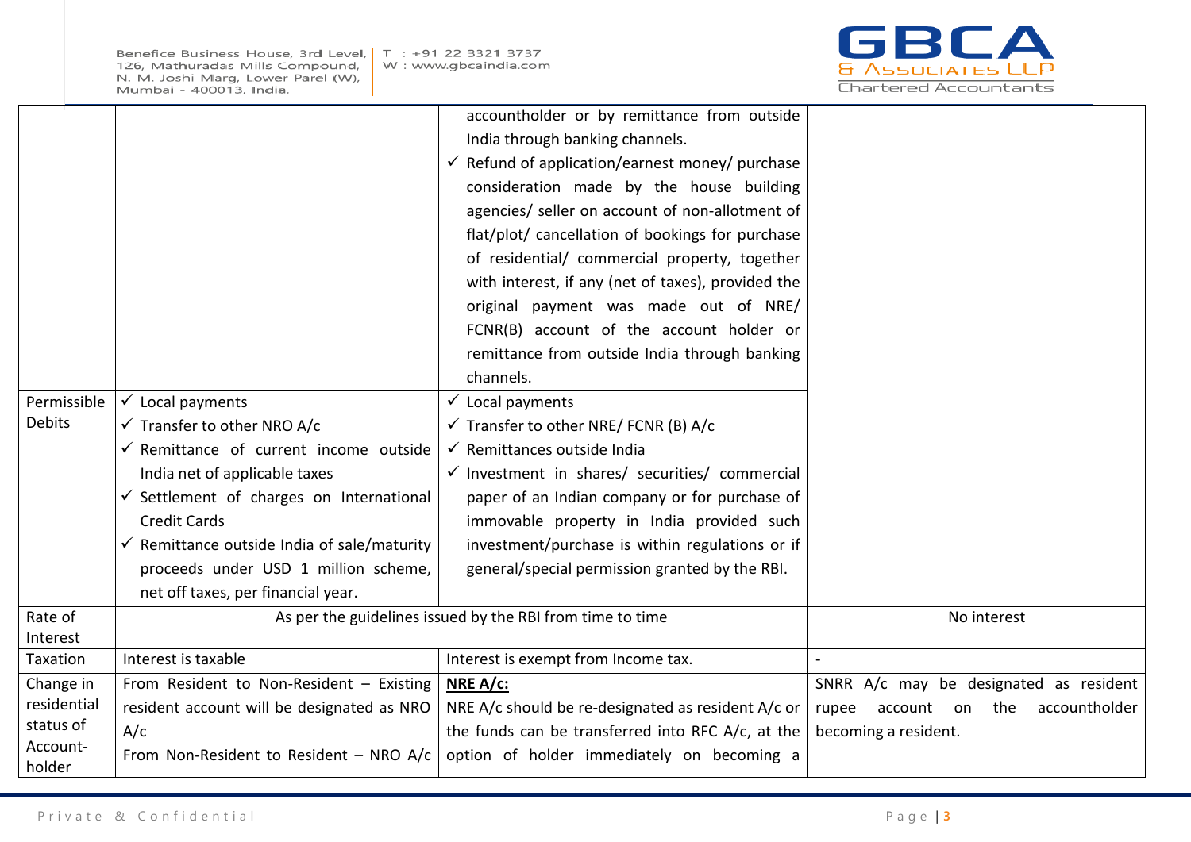| | | | |
|---|---|---|---|
| | | accountholder or by remittance from outside India through banking channels.<br>✓ Refund of application/earnest money/ purchase consideration made by the house building agencies/ seller on account of non-allotment of flat/plot/ cancellation of bookings for purchase of residential/ commercial property, together with interest, if any (net of taxes), provided the original payment was made out of NRE/ FCNR(B) account of the account holder or remittance from outside India through banking channels. | |
| Permissible Debits | ✓ Local payments<br>✓ Transfer to other NRO A/c<br>✓ Remittance of current income outside India net of applicable taxes<br>✓ Settlement of charges on International Credit Cards<br>✓ Remittance outside India of sale/maturity proceeds under USD 1 million scheme, net off taxes, per financial year. | ✓ Local payments<br>✓ Transfer to other NRE/ FCNR (B) A/c<br>✓ Remittances outside India<br>✓ Investment in shares/ securities/ commercial paper of an Indian company or for purchase of immovable property in India provided such investment/purchase is within regulations or if general/special permission granted by the RBI. | |
| Rate of Interest | As per the guidelines issued by the RBI from time to time | | No interest |
| Taxation | Interest is taxable | Interest is exempt from Income tax. | - |
| Change in residential status of Account-holder | From Resident to Non-Resident – Existing resident account will be designated as NRO A/c<br>From Non-Resident to Resident – NRO A/c | **NRE A/c:**<br>NRE A/c should be re-designated as resident A/c or the funds can be transferred into RFC A/c, at the option of holder immediately on becoming a | SNRR A/c may be designated as resident rupee account on the accountholder becoming a resident. |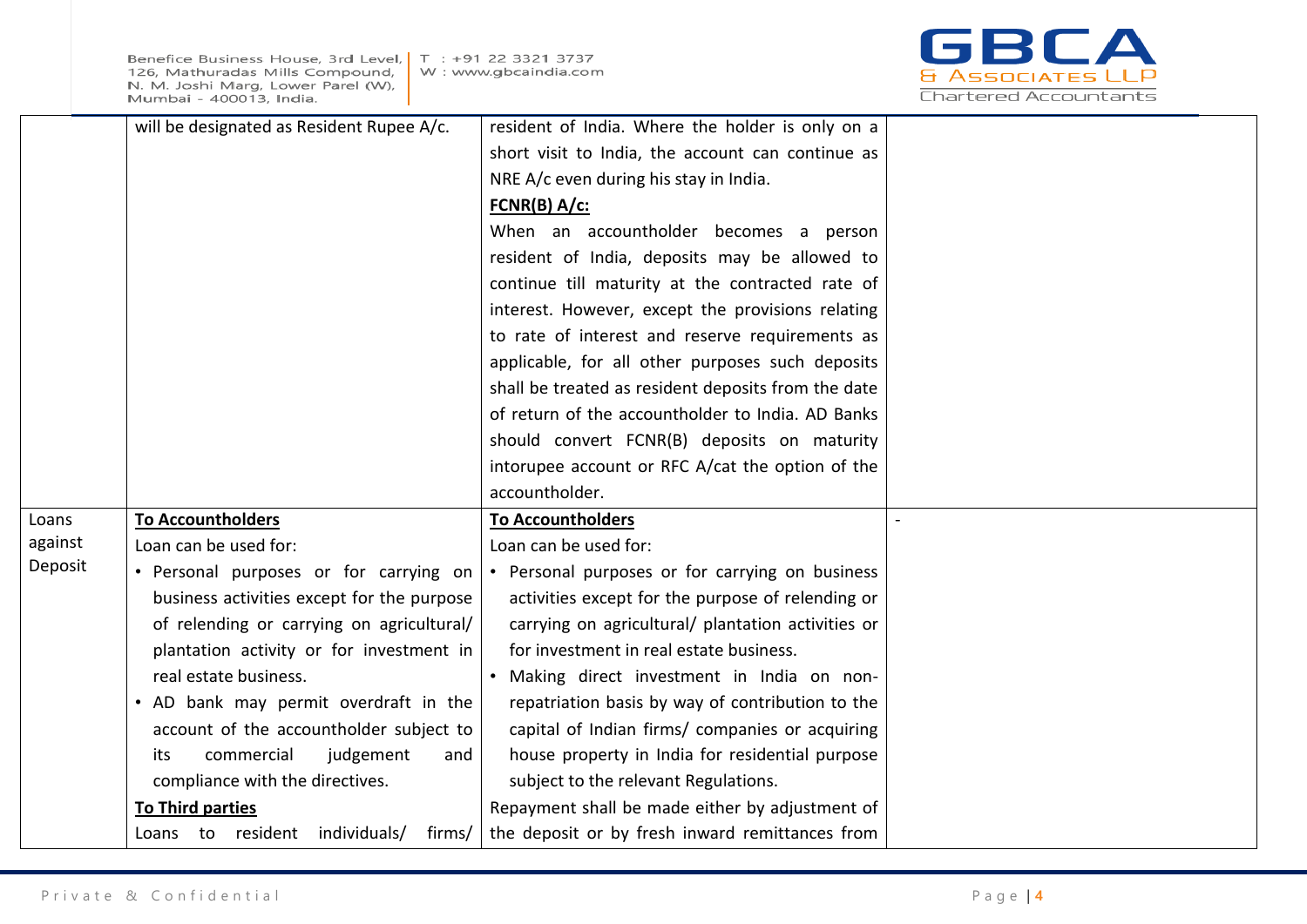| | | | |
|---|---|---|---|
| | will be designated as Resident Rupee A/c. | resident of India. Where the holder is only on a short visit to India, the account can continue as NRE A/c even during his stay in India.<br>**<u>FCNR(B) A/c:</u>**<br>When an accountholder becomes a person resident of India, deposits may be allowed to continue till maturity at the contracted rate of interest. However, except the provisions relating to rate of interest and reserve requirements as applicable, for all other purposes such deposits shall be treated as resident deposits from the date of return of the accountholder to India. AD Banks should convert FCNR(B) deposits on maturity intorupee account or RFC A/cat the option of the accountholder. | |
| Loans against Deposit | **<u>To Accountholders</u>**<br>Loan can be used for:<br>• Personal purposes or for carrying on business activities except for the purpose of relending or carrying on agricultural/ plantation activity or for investment in real estate business.<br>• AD bank may permit overdraft in the account of the accountholder subject to its commercial judgement and compliance with the directives.<br>**<u>To Third parties</u>**<br>Loans to resident individuals/ firms/ | **<u>To Accountholders</u>**<br>Loan can be used for:<br>• Personal purposes or for carrying on business activities except for the purpose of relending or carrying on agricultural/ plantation activities or for investment in real estate business.<br>• Making direct investment in India on non-repatriation basis by way of contribution to the capital of Indian firms/ companies or acquiring house property in India for residential purpose subject to the relevant Regulations.<br>Repayment shall be made either by adjustment of the deposit or by fresh inward remittances from | - |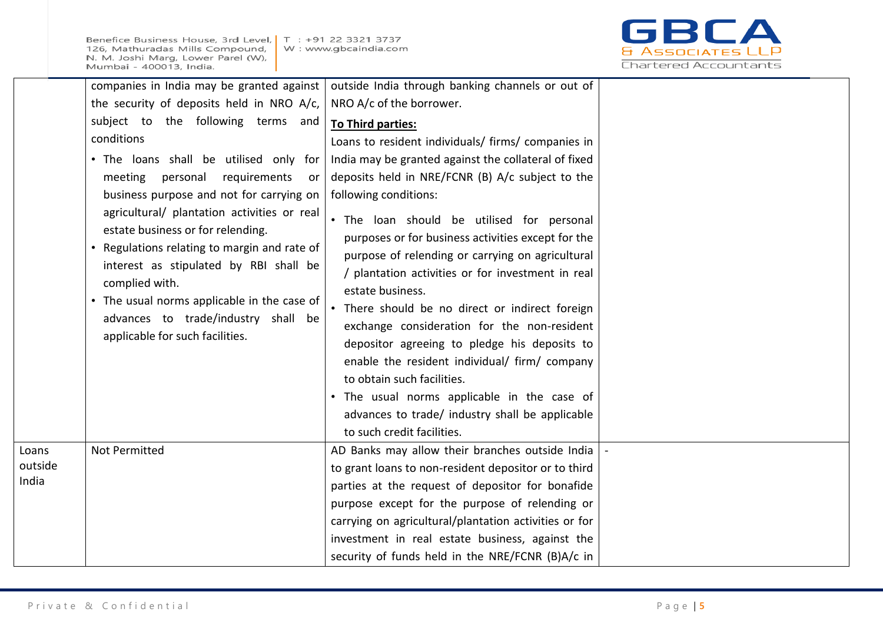| | | | |
|---|---|---|---|
| | companies in India may be granted against the security of deposits held in NRO A/c, subject to the following terms and conditions<br>• The loans shall be utilised only for meeting personal requirements or business purpose and not for carrying on agricultural/ plantation activities or real estate business or for relending.<br>• Regulations relating to margin and rate of interest as stipulated by RBI shall be complied with.<br>• The usual norms applicable in the case of advances to trade/industry shall be applicable for such facilities. | outside India through banking channels or out of NRO A/c of the borrower.<br>**<u>To Third parties:</u>**<br>Loans to resident individuals/ firms/ companies in India may be granted against the collateral of fixed deposits held in NRE/FCNR (B) A/c subject to the following conditions:<br>• The loan should be utilised for personal purposes or for business activities except for the purpose of relending or carrying on agricultural / plantation activities or for investment in real estate business.<br>• There should be no direct or indirect foreign exchange consideration for the non-resident depositor agreeing to pledge his deposits to enable the resident individual/ firm/ company to obtain such facilities.<br>• The usual norms applicable in the case of advances to trade/ industry shall be applicable to such credit facilities. | |
| Loans outside India | Not Permitted | AD Banks may allow their branches outside India to grant loans to non-resident depositor or to third parties at the request of depositor for bonafide purpose except for the purpose of relending or carrying on agricultural/plantation activities or for investment in real estate business, against the security of funds held in the NRE/FCNR (B)A/c in | - |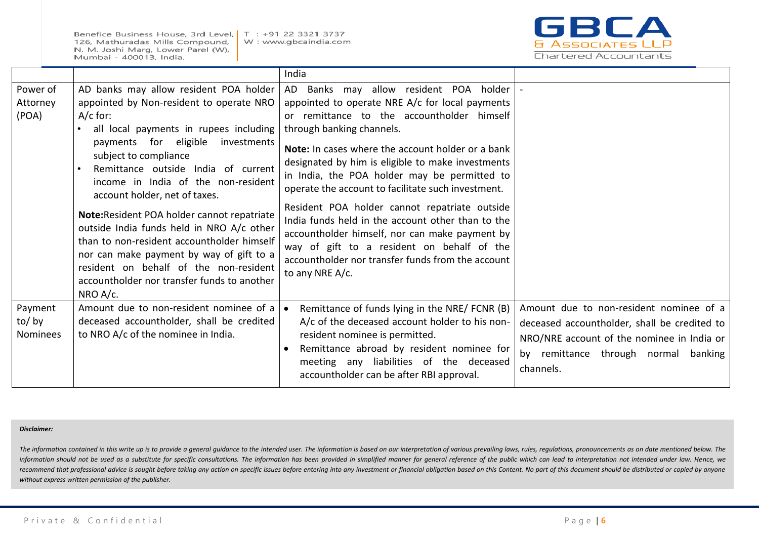| | | | |
|---|---|---|---|
| | | India | |
| Power of Attorney (POA) | AD banks may allow resident POA holder appointed by Non-resident to operate NRO A/c for:<br>• all local payments in rupees including payments for eligible investments subject to compliance<br>• Remittance outside India of current income in India of the non-resident account holder, net of taxes.<br><br>**Note:**Resident POA holder cannot repatriate outside India funds held in NRO A/c other than to non-resident accountholder himself nor can make payment by way of gift to a resident on behalf of the non-resident accountholder nor transfer funds to another NRO A/c. | AD Banks may allow resident POA holder appointed to operate NRE A/c for local payments or remittance to the accountholder himself through banking channels.<br><br>**Note:** In cases where the account holder or a bank designated by him is eligible to make investments in India, the POA holder may be permitted to operate the account to facilitate such investment.<br><br>Resident POA holder cannot repatriate outside India funds held in the account other than to the accountholder himself, nor can make payment by way of gift to a resident on behalf of the accountholder nor transfer funds from the account to any NRE A/c. | - |
| Payment to/ by Nominees | Amount due to non-resident nominee of a deceased accountholder, shall be credited to NRO A/c of the nominee in India. | • Remittance of funds lying in the NRE/ FCNR (B) A/c of the deceased account holder to his non-resident nominee is permitted.<br>• Remittance abroad by resident nominee for meeting any liabilities of the deceased accountholder can be after RBI approval. | Amount due to non-resident nominee of a deceased accountholder, shall be credited to NRO/NRE account of the nominee in India or by remittance through normal banking channels. |

***Disclaimer:***

*The information contained in this write up is to provide a general guidance to the intended user. The information is based on our interpretation of various prevailing laws, rules, regulations, pronouncements as on date mentioned below. The information should not be used as a substitute for specific consultations. The information has been provided in simplified manner for general reference of the public which can lead to interpretation not intended under law. Hence, we recommend that professional advice is sought before taking any action on specific issues before entering into any investment or financial obligation based on this Content. No part of this document should be distributed or copied by anyone without express written permission of the publisher.*